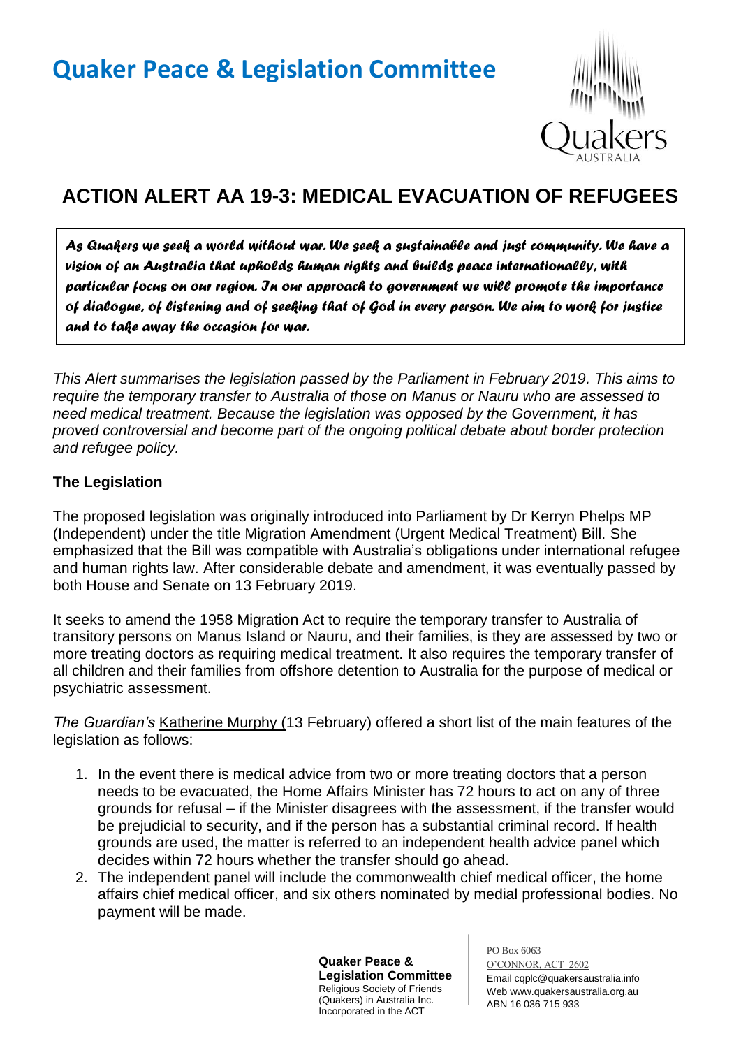# Quaker Peace & Legislation Committee

## ACTION ALERT AA 19-3: MEDICAL EVACUATION OF REFUGEES

*As Quakers we seek a world without war. We seek a sustainable and just community. We have a vision of an Australia that upholds human rights and builds peace internationally, with particular focus on our region. In our approach to government we will promote the importance of dialogue, of listening and of seeking that of God in every person. We aim to work for justice and to take away the occasion for war.*

*This Alert summarises the legislation passed by the Parliament in February 2019. This aims to require the temporary transfer to Australia of those on Manus or Nauru who are assessed to need medical treatment. Because the legislation was opposed by the Government, it has proved controversial and become part of the ongoing political debate about border protection and refugee policy.*

### The Legislation

The proposed legislation was originally introduced into Parliament by Dr Kerryn Phelps MP (Independent) under the title Migration Amendment (Urgent Medical Treatment) Bill. She emphasized that the Bill was compatible with Australia's obligations under international refugee and human rights law. After considerable debate and amendment, it was eventually passed by both House and Senate on 13 February 2019.

It seeks to amend the 1958 Migration Act to require the temporary transfer to Australia of transitory persons on Manus Island or Nauru, and their families, is they are assessed by two or more treating doctors as requiring medical treatment. It also requires the temporary transfer of all children and their families from offshore detention to Australia for the purpose of medical or psychiatric assessment.

*The Guardian's* Katherine Murphy (13 February) offered a short list of the main features of the legislation as follows:

1. In the event there is medical advice from two or more treating doctors that a person needs to be evacuated, the Home Affairs Minister has 72 hours to act on any of three grounds for refusal – if the Minister disagrees with the assessment, if the transfer would be prejudicial to security, and if the person has a substantial criminal record. If health grounds are used, the matter is referred to an independent health advice panel which decides within 72 hours whether the transfer should go ahead.
2. The independent panel will include the commonwealth chief medical officer, the home affairs chief medical officer, and six others nominated by medial professional bodies. No payment will be made.

**Quaker Peace & Legislation Committee**
Religious Society of Friends (Quakers) in Australia Inc.
Incorporated in the ACT

PO Box 6063
O'CONNOR, ACT 2602
Email cqplc@quakersaustralia.info
Web www.quakersaustralia.org.au
ABN 16 036 715 933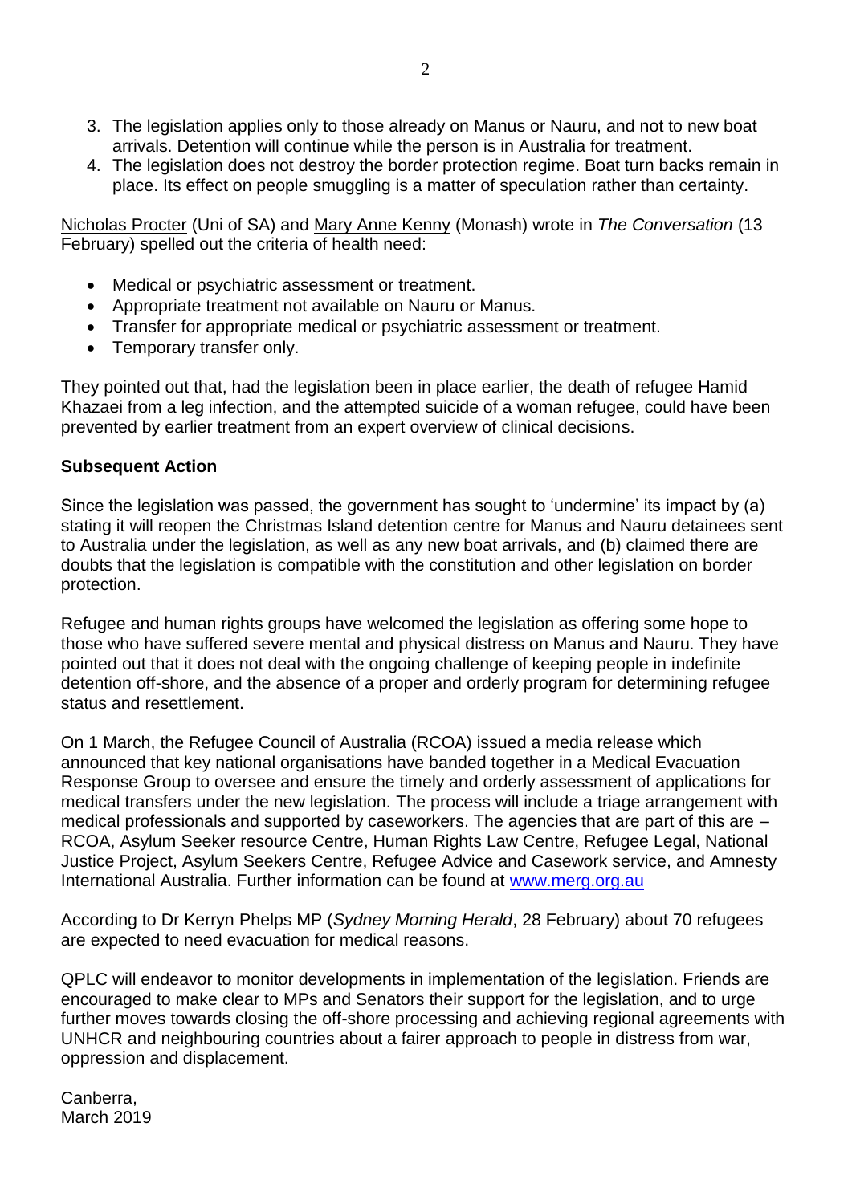3. The legislation applies only to those already on Manus or Nauru, and not to new boat arrivals. Detention will continue while the person is in Australia for treatment.
4. The legislation does not destroy the border protection regime. Boat turn backs remain in place. Its effect on people smuggling is a matter of speculation rather than certainty.

Nicholas Procter (Uni of SA) and Mary Anne Kenny (Monash) wrote in *The Conversation* (13 February) spelled out the criteria of health need:

- Medical or psychiatric assessment or treatment.
- Appropriate treatment not available on Nauru or Manus.
- Transfer for appropriate medical or psychiatric assessment or treatment.
- Temporary transfer only.

They pointed out that, had the legislation been in place earlier, the death of refugee Hamid Khazaei from a leg infection, and the attempted suicide of a woman refugee, could have been prevented by earlier treatment from an expert overview of clinical decisions.

**Subsequent Action**

Since the legislation was passed, the government has sought to 'undermine' its impact by (a) stating it will reopen the Christmas Island detention centre for Manus and Nauru detainees sent to Australia under the legislation, as well as any new boat arrivals, and (b) claimed there are doubts that the legislation is compatible with the constitution and other legislation on border protection.

Refugee and human rights groups have welcomed the legislation as offering some hope to those who have suffered severe mental and physical distress on Manus and Nauru. They have pointed out that it does not deal with the ongoing challenge of keeping people in indefinite detention off-shore, and the absence of a proper and orderly program for determining refugee status and resettlement.

On 1 March, the Refugee Council of Australia (RCOA) issued a media release which announced that key national organisations have banded together in a Medical Evacuation Response Group to oversee and ensure the timely and orderly assessment of applications for medical transfers under the new legislation. The process will include a triage arrangement with medical professionals and supported by caseworkers. The agencies that are part of this are – RCOA, Asylum Seeker resource Centre, Human Rights Law Centre, Refugee Legal, National Justice Project, Asylum Seekers Centre, Refugee Advice and Casework service, and Amnesty International Australia. Further information can be found at www.merg.org.au

According to Dr Kerryn Phelps MP (*Sydney Morning Herald*, 28 February) about 70 refugees are expected to need evacuation for medical reasons.

QPLC will endeavor to monitor developments in implementation of the legislation. Friends are encouraged to make clear to MPs and Senators their support for the legislation, and to urge further moves towards closing the off-shore processing and achieving regional agreements with UNHCR and neighbouring countries about a fairer approach to people in distress from war, oppression and displacement.

Canberra,
March 2019